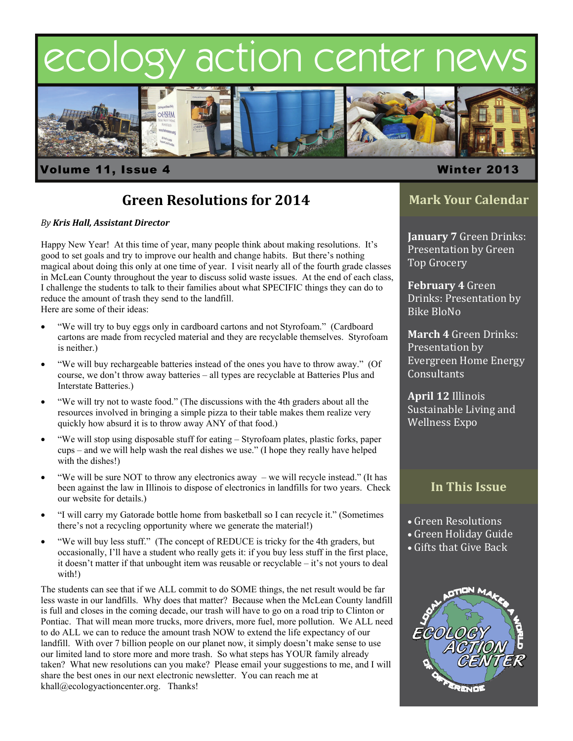# ecology action center news

**Volume 11, Issue 4** **Winter 2013**

## Green Resolutions for 2014

*By* ***Kris Hall, Assistant Director***

Happy New Year! At this time of year, many people think about making resolutions. It's good to set goals and try to improve our health and change habits. But there's nothing magical about doing this only at one time of year. I visit nearly all of the fourth grade classes in McLean County throughout the year to discuss solid waste issues. At the end of each class, I challenge the students to talk to their families about what SPECIFIC things they can do to reduce the amount of trash they send to the landfill.
Here are some of their ideas:

- "We will try to buy eggs only in cardboard cartons and not Styrofoam." (Cardboard cartons are made from recycled material and they are recyclable themselves. Styrofoam is neither.)
- "We will buy rechargeable batteries instead of the ones you have to throw away." (Of course, we don't throw away batteries – all types are recyclable at Batteries Plus and Interstate Batteries.)
- "We will try not to waste food." (The discussions with the 4th graders about all the resources involved in bringing a simple pizza to their table makes them realize very quickly how absurd it is to throw away ANY of that food.)
- "We will stop using disposable stuff for eating – Styrofoam plates, plastic forks, paper cups – and we will help wash the real dishes we use." (I hope they really have helped with the dishes!)
- "We will be sure NOT to throw any electronics away – we will recycle instead." (It has been against the law in Illinois to dispose of electronics in landfills for two years. Check our website for details.)
- "I will carry my Gatorade bottle home from basketball so I can recycle it." (Sometimes there's not a recycling opportunity where we generate the material!)
- "We will buy less stuff." (The concept of REDUCE is tricky for the 4th graders, but occasionally, I'll have a student who really gets it: if you buy less stuff in the first place, it doesn't matter if that unbought item was reusable or recyclable – it's not yours to deal with!)

The students can see that if we ALL commit to do SOME things, the net result would be far less waste in our landfills. Why does that matter? Because when the McLean County landfill is full and closes in the coming decade, our trash will have to go on a road trip to Clinton or Pontiac. That will mean more trucks, more drivers, more fuel, more pollution. We ALL need to do ALL we can to reduce the amount trash NOW to extend the life expectancy of our landfill. With over 7 billion people on our planet now, it simply doesn't make sense to use our limited land to store more and more trash. So what steps has YOUR family already taken? What new resolutions can you make? Please email your suggestions to me, and I will share the best ones in our next electronic newsletter. You can reach me at khall@ecologyactioncenter.org. Thanks!

## Mark Your Calendar

**January 7** Green Drinks: Presentation by Green Top Grocery

**February 4** Green Drinks: Presentation by Bike BloNo

**March 4** Green Drinks: Presentation by Evergreen Home Energy Consultants

**April 12** Illinois Sustainable Living and Wellness Expo

## In This Issue

- Green Resolutions
- Green Holiday Guide
- Gifts that Give Back

LOCAL ACTION MAKES A WORLD OF DIFFERENCE
ECOLOGY ACTION CENTER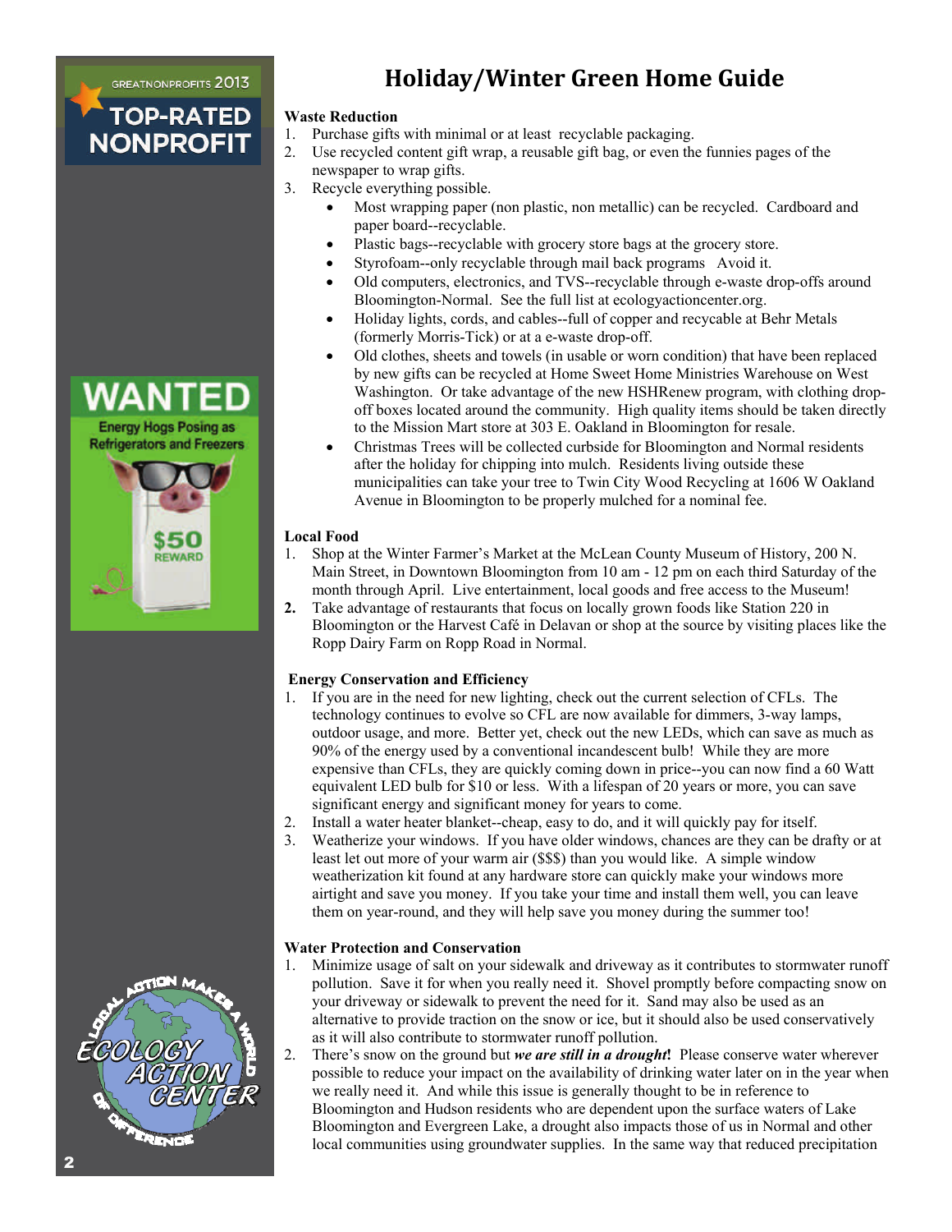GREATNONPROFITS 2013

TOP-RATED NONPROFIT

WANTED

Energy Hogs Posing as Refrigerators and Freezers

$50 REWARD

# Holiday/Winter Green Home Guide

**Waste Reduction**

1. Purchase gifts with minimal or at least recyclable packaging.
2. Use recycled content gift wrap, a reusable gift bag, or even the funnies pages of the newspaper to wrap gifts.
3. Recycle everything possible.
   - Most wrapping paper (non plastic, non metallic) can be recycled. Cardboard and paper board--recyclable.
   - Plastic bags--recyclable with grocery store bags at the grocery store.
   - Styrofoam--only recyclable through mail back programs Avoid it.
   - Old computers, electronics, and TVS--recyclable through e-waste drop-offs around Bloomington-Normal. See the full list at ecologyactioncenter.org.
   - Holiday lights, cords, and cables--full of copper and recyclable at Behr Metals (formerly Morris-Tick) or at a e-waste drop-off.
   - Old clothes, sheets and towels (in usable or worn condition) that have been replaced by new gifts can be recycled at Home Sweet Home Ministries Warehouse on West Washington. Or take advantage of the new HSHRenew program, with clothing drop-off boxes located around the community. High quality items should be taken directly to the Mission Mart store at 303 E. Oakland in Bloomington for resale.
   - Christmas Trees will be collected curbside for Bloomington and Normal residents after the holiday for chipping into mulch. Residents living outside these municipalities can take your tree to Twin City Wood Recycling at 1606 W Oakland Avenue in Bloomington to be properly mulched for a nominal fee.

**Local Food**

1. Shop at the Winter Farmer's Market at the McLean County Museum of History, 200 N. Main Street, in Downtown Bloomington from 10 am - 12 pm on each third Saturday of the month through April. Live entertainment, local goods and free access to the Museum!
2. Take advantage of restaurants that focus on locally grown foods like Station 220 in Bloomington or the Harvest Café in Delavan or shop at the source by visiting places like the Ropp Dairy Farm on Ropp Road in Normal.

**Energy Conservation and Efficiency**

1. If you are in the need for new lighting, check out the current selection of CFLs. The technology continues to evolve so CFL are now available for dimmers, 3-way lamps, outdoor usage, and more. Better yet, check out the new LEDs, which can save as much as 90% of the energy used by a conventional incandescent bulb! While they are more expensive than CFLs, they are quickly coming down in price--you can now find a 60 Watt equivalent LED bulb for $10 or less. With a lifespan of 20 years or more, you can save significant energy and significant money for years to come.
2. Install a water heater blanket--cheap, easy to do, and it will quickly pay for itself.
3. Weatherize your windows. If you have older windows, chances are they can be drafty or at least let out more of your warm air ($$$) than you would like. A simple window weatherization kit found at any hardware store can quickly make your windows more airtight and save you money. If you take your time and install them well, you can leave them on year-round, and they will help save you money during the summer too!

**Water Protection and Conservation**

1. Minimize usage of salt on your sidewalk and driveway as it contributes to stormwater runoff pollution. Save it for when you really need it. Shovel promptly before compacting snow on your driveway or sidewalk to prevent the need for it. Sand may also be used as an alternative to provide traction on the snow or ice, but it should also be used conservatively as it will also contribute to stormwater runoff pollution.
2. There's snow on the ground but ***we are still in a drought*!** Please conserve water wherever possible to reduce your impact on the availability of drinking water later on in the year when we really need it. And while this issue is generally thought to be in reference to Bloomington and Hudson residents who are dependent upon the surface waters of Lake Bloomington and Evergreen Lake, a drought also impacts those of us in Normal and other local communities using groundwater supplies. In the same way that reduced precipitation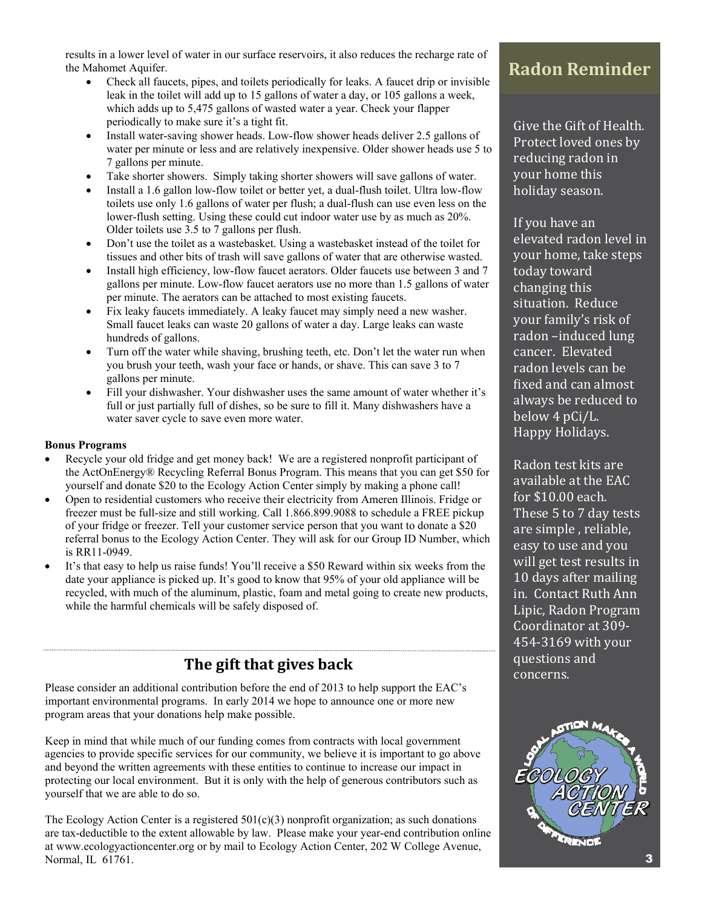results in a lower level of water in our surface reservoirs, it also reduces the recharge rate of the Mahomet Aquifer.

- Check all faucets, pipes, and toilets periodically for leaks. A faucet drip or invisible leak in the toilet will add up to 15 gallons of water a day, or 105 gallons a week, which adds up to 5,475 gallons of wasted water a year. Check your flapper periodically to make sure it's a tight fit.
- Install water-saving shower heads. Low-flow shower heads deliver 2.5 gallons of water per minute or less and are relatively inexpensive. Older shower heads use 5 to 7 gallons per minute.
- Take shorter showers. Simply taking shorter showers will save gallons of water.
- Install a 1.6 gallon low-flow toilet or better yet, a dual-flush toilet. Ultra low-flow toilets use only 1.6 gallons of water per flush; a dual-flush can use even less on the lower-flush setting. Using these could cut indoor water use by as much as 20%. Older toilets use 3.5 to 7 gallons per flush.
- Don't use the toilet as a wastebasket. Using a wastebasket instead of the toilet for tissues and other bits of trash will save gallons of water that are otherwise wasted.
- Install high efficiency, low-flow faucet aerators. Older faucets use between 3 and 7 gallons per minute. Low-flow faucet aerators use no more than 1.5 gallons of water per minute. The aerators can be attached to most existing faucets.
- Fix leaky faucets immediately. A leaky faucet may simply need a new washer. Small faucet leaks can waste 20 gallons of water a day. Large leaks can waste hundreds of gallons.
- Turn off the water while shaving, brushing teeth, etc. Don't let the water run when you brush your teeth, wash your face or hands, or shave. This can save 3 to 7 gallons per minute.
- Fill your dishwasher. Your dishwasher uses the same amount of water whether it's full or just partially full of dishes, so be sure to fill it. Many dishwashers have a water saver cycle to save even more water.

**Bonus Programs**

- Recycle your old fridge and get money back! We are a registered nonprofit participant of the ActOnEnergy® Recycling Referral Bonus Program. This means that you can get $50 for yourself and donate $20 to the Ecology Action Center simply by making a phone call!
- Open to residential customers who receive their electricity from Ameren Illinois. Fridge or freezer must be full-size and still working. Call 1.866.899.9088 to schedule a FREE pickup of your fridge or freezer. Tell your customer service person that you want to donate a $20 referral bonus to the Ecology Action Center. They will ask for our Group ID Number, which is RR11-0949.
- It's that easy to help us raise funds! You'll receive a $50 Reward within six weeks from the date your appliance is picked up. It's good to know that 95% of your old appliance will be recycled, with much of the aluminum, plastic, foam and metal going to create new products, while the harmful chemicals will be safely disposed of.

## The gift that gives back

Please consider an additional contribution before the end of 2013 to help support the EAC's important environmental programs. In early 2014 we hope to announce one or more new program areas that your donations help make possible.

Keep in mind that while much of our funding comes from contracts with local government agencies to provide specific services for our community, we believe it is important to go above and beyond the written agreements with these entities to continue to increase our impact in protecting our local environment. But it is only with the help of generous contributors such as yourself that we are able to do so.

The Ecology Action Center is a registered 501(c)(3) nonprofit organization; as such donations are tax-deductible to the extent allowable by law. Please make your year-end contribution online at www.ecologyactioncenter.org or by mail to Ecology Action Center, 202 W College Avenue, Normal, IL 61761.

## Radon Reminder

Give the Gift of Health. Protect loved ones by reducing radon in your home this holiday season.

If you have an elevated radon level in your home, take steps today toward changing this situation. Reduce your family's risk of radon –induced lung cancer. Elevated radon levels can be fixed and can almost always be reduced to below 4 pCi/L. Happy Holidays.

Radon test kits are available at the EAC for $10.00 each. These 5 to 7 day tests are simple , reliable, easy to use and you will get test results in 10 days after mailing in. Contact Ruth Ann Lipic, Radon Program Coordinator at 309-454-3169 with your questions and concerns.

LOCAL ACTION MAKES A WORLD OF DIFFERENCE
ECOLOGY ACTION CENTER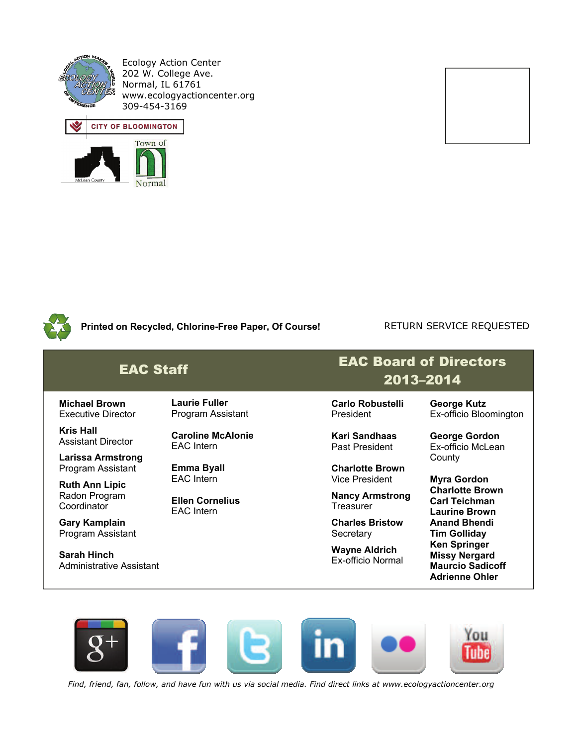Ecology Action Center
202 W. College Ave.
Normal, IL 61761
www.ecologyactioncenter.org
309-454-3169

CITY OF BLOOMINGTON

McLean County

Town of Normal

**Printed on Recycled, Chlorine-Free Paper, Of Course!**

RETURN SERVICE REQUESTED

## EAC Staff

**Michael Brown**
Executive Director

**Kris Hall**
Assistant Director

**Larissa Armstrong**
Program Assistant

**Ruth Ann Lipic**
Radon Program Coordinator

**Gary Kamplain**
Program Assistant

**Sarah Hinch**
Administrative Assistant

**Laurie Fuller**
Program Assistant

**Caroline McAlonie**
EAC Intern

**Emma Byall**
EAC Intern

**Ellen Cornelius**
EAC Intern

## EAC Board of Directors 2013–2014

**Carlo Robustelli**
President

**Kari Sandhaas**
Past President

**Charlotte Brown**
Vice President

**Nancy Armstrong**
Treasurer

**Charles Bristow**
Secretary

**Wayne Aldrich**
Ex-officio Normal

**George Kutz**
Ex-officio Bloomington

**George Gordon**
Ex-officio McLean County

**Myra Gordon**
**Charlotte Brown**
**Carl Teichman**
**Laurine Brown**
**Anand Bhendi**
**Tim Golliday**
**Ken Springer**
**Missy Nergard**
**Maurcio Sadicoff**
**Adrienne Ohler**

*Find, friend, fan, follow, and have fun with us via social media. Find direct links at www.ecologyactioncenter.org*